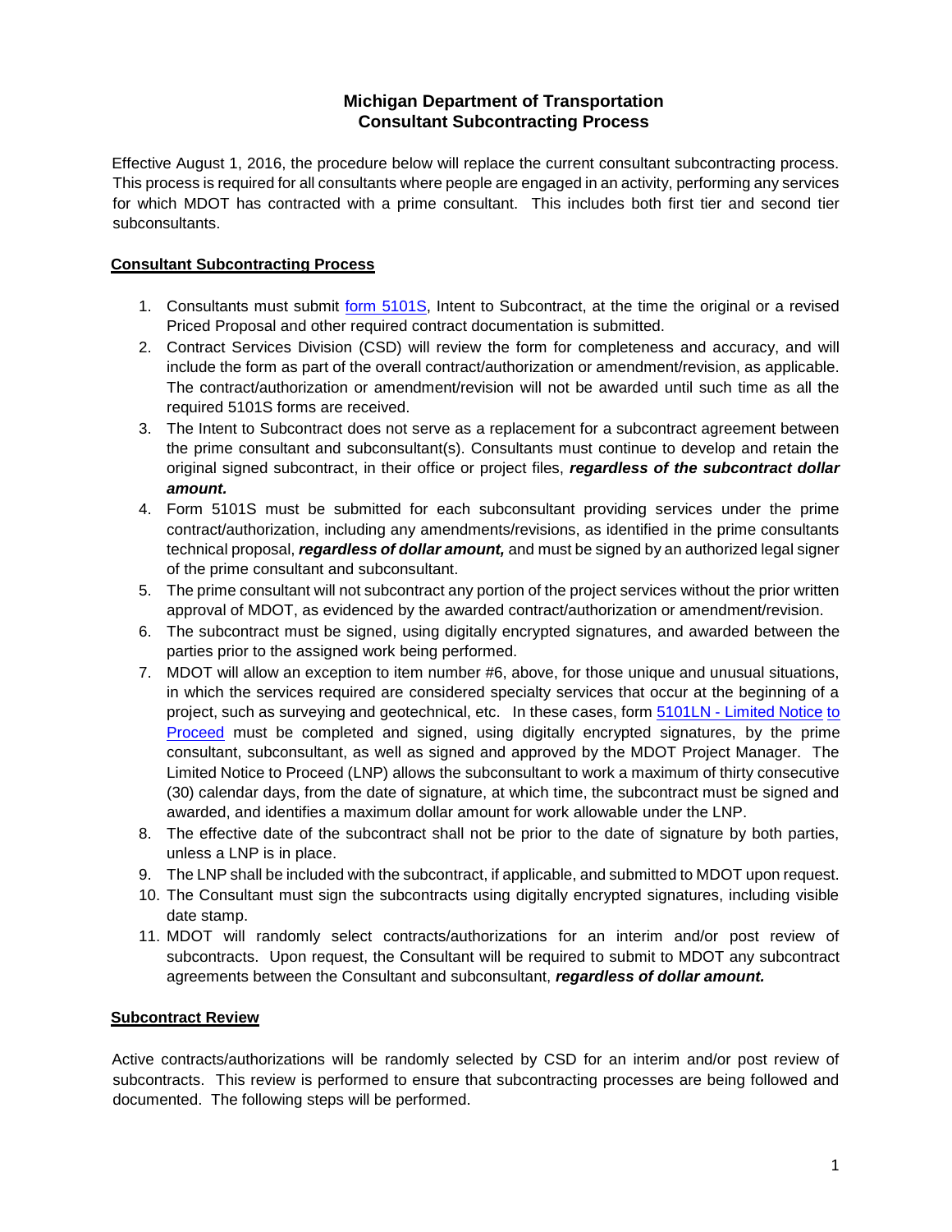# Michigan Department of Transportation
## Consultant Subcontracting Process

Effective August 1, 2016, the procedure below will replace the current consultant subcontracting process. This process is required for all consultants where people are engaged in an activity, performing any services for which MDOT has contracted with a prime consultant. This includes both first tier and second tier subconsultants.

### Consultant Subcontracting Process

1. Consultants must submit form 5101S, Intent to Subcontract, at the time the original or a revised Priced Proposal and other required contract documentation is submitted.
2. Contract Services Division (CSD) will review the form for completeness and accuracy, and will include the form as part of the overall contract/authorization or amendment/revision, as applicable. The contract/authorization or amendment/revision will not be awarded until such time as all the required 5101S forms are received.
3. The Intent to Subcontract does not serve as a replacement for a subcontract agreement between the prime consultant and subconsultant(s). Consultants must continue to develop and retain the original signed subcontract, in their office or project files, ***regardless of the subcontract dollar amount.***
4. Form 5101S must be submitted for each subconsultant providing services under the prime contract/authorization, including any amendments/revisions, as identified in the prime consultants technical proposal, ***regardless of dollar amount,*** and must be signed by an authorized legal signer of the prime consultant and subconsultant.
5. The prime consultant will not subcontract any portion of the project services without the prior written approval of MDOT, as evidenced by the awarded contract/authorization or amendment/revision.
6. The subcontract must be signed, using digitally encrypted signatures, and awarded between the parties prior to the assigned work being performed.
7. MDOT will allow an exception to item number #6, above, for those unique and unusual situations, in which the services required are considered specialty services that occur at the beginning of a project, such as surveying and geotechnical, etc. In these cases, form 5101LN - Limited Notice to Proceed must be completed and signed, using digitally encrypted signatures, by the prime consultant, subconsultant, as well as signed and approved by the MDOT Project Manager. The Limited Notice to Proceed (LNP) allows the subconsultant to work a maximum of thirty consecutive (30) calendar days, from the date of signature, at which time, the subcontract must be signed and awarded, and identifies a maximum dollar amount for work allowable under the LNP.
8. The effective date of the subcontract shall not be prior to the date of signature by both parties, unless a LNP is in place.
9. The LNP shall be included with the subcontract, if applicable, and submitted to MDOT upon request.
10. The Consultant must sign the subcontracts using digitally encrypted signatures, including visible date stamp.
11. MDOT will randomly select contracts/authorizations for an interim and/or post review of subcontracts. Upon request, the Consultant will be required to submit to MDOT any subcontract agreements between the Consultant and subconsultant, ***regardless of dollar amount.***

### Subcontract Review

Active contracts/authorizations will be randomly selected by CSD for an interim and/or post review of subcontracts. This review is performed to ensure that subcontracting processes are being followed and documented. The following steps will be performed.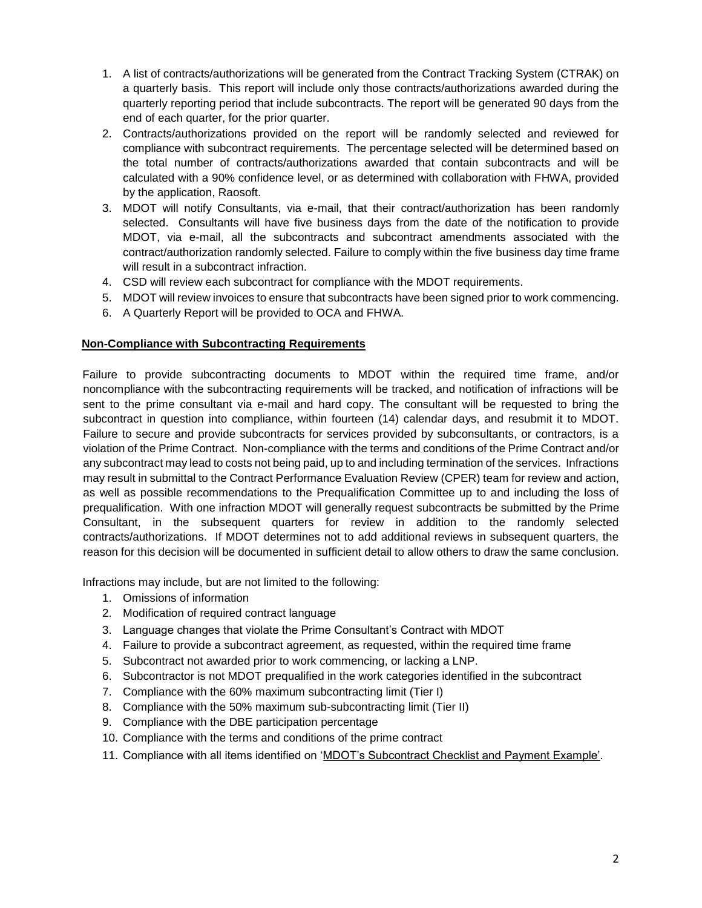1. A list of contracts/authorizations will be generated from the Contract Tracking System (CTRAK) on a quarterly basis. This report will include only those contracts/authorizations awarded during the quarterly reporting period that include subcontracts. The report will be generated 90 days from the end of each quarter, for the prior quarter.
2. Contracts/authorizations provided on the report will be randomly selected and reviewed for compliance with subcontract requirements. The percentage selected will be determined based on the total number of contracts/authorizations awarded that contain subcontracts and will be calculated with a 90% confidence level, or as determined with collaboration with FHWA, provided by the application, Raosoft.
3. MDOT will notify Consultants, via e-mail, that their contract/authorization has been randomly selected. Consultants will have five business days from the date of the notification to provide MDOT, via e-mail, all the subcontracts and subcontract amendments associated with the contract/authorization randomly selected. Failure to comply within the five business day time frame will result in a subcontract infraction.
4. CSD will review each subcontract for compliance with the MDOT requirements.
5. MDOT will review invoices to ensure that subcontracts have been signed prior to work commencing.
6. A Quarterly Report will be provided to OCA and FHWA.

**Non-Compliance with Subcontracting Requirements**

Failure to provide subcontracting documents to MDOT within the required time frame, and/or noncompliance with the subcontracting requirements will be tracked, and notification of infractions will be sent to the prime consultant via e-mail and hard copy. The consultant will be requested to bring the subcontract in question into compliance, within fourteen (14) calendar days, and resubmit it to MDOT. Failure to secure and provide subcontracts for services provided by subconsultants, or contractors, is a violation of the Prime Contract. Non-compliance with the terms and conditions of the Prime Contract and/or any subcontract may lead to costs not being paid, up to and including termination of the services. Infractions may result in submittal to the Contract Performance Evaluation Review (CPER) team for review and action, as well as possible recommendations to the Prequalification Committee up to and including the loss of prequalification. With one infraction MDOT will generally request subcontracts be submitted by the Prime Consultant, in the subsequent quarters for review in addition to the randomly selected contracts/authorizations. If MDOT determines not to add additional reviews in subsequent quarters, the reason for this decision will be documented in sufficient detail to allow others to draw the same conclusion.

Infractions may include, but are not limited to the following:

1. Omissions of information
2. Modification of required contract language
3. Language changes that violate the Prime Consultant's Contract with MDOT
4. Failure to provide a subcontract agreement, as requested, within the required time frame
5. Subcontract not awarded prior to work commencing, or lacking a LNP.
6. Subcontractor is not MDOT prequalified in the work categories identified in the subcontract
7. Compliance with the 60% maximum subcontracting limit (Tier I)
8. Compliance with the 50% maximum sub-subcontracting limit (Tier II)
9. Compliance with the DBE participation percentage
10. Compliance with the terms and conditions of the prime contract
11. Compliance with all items identified on 'MDOT's Subcontract Checklist and Payment Example'.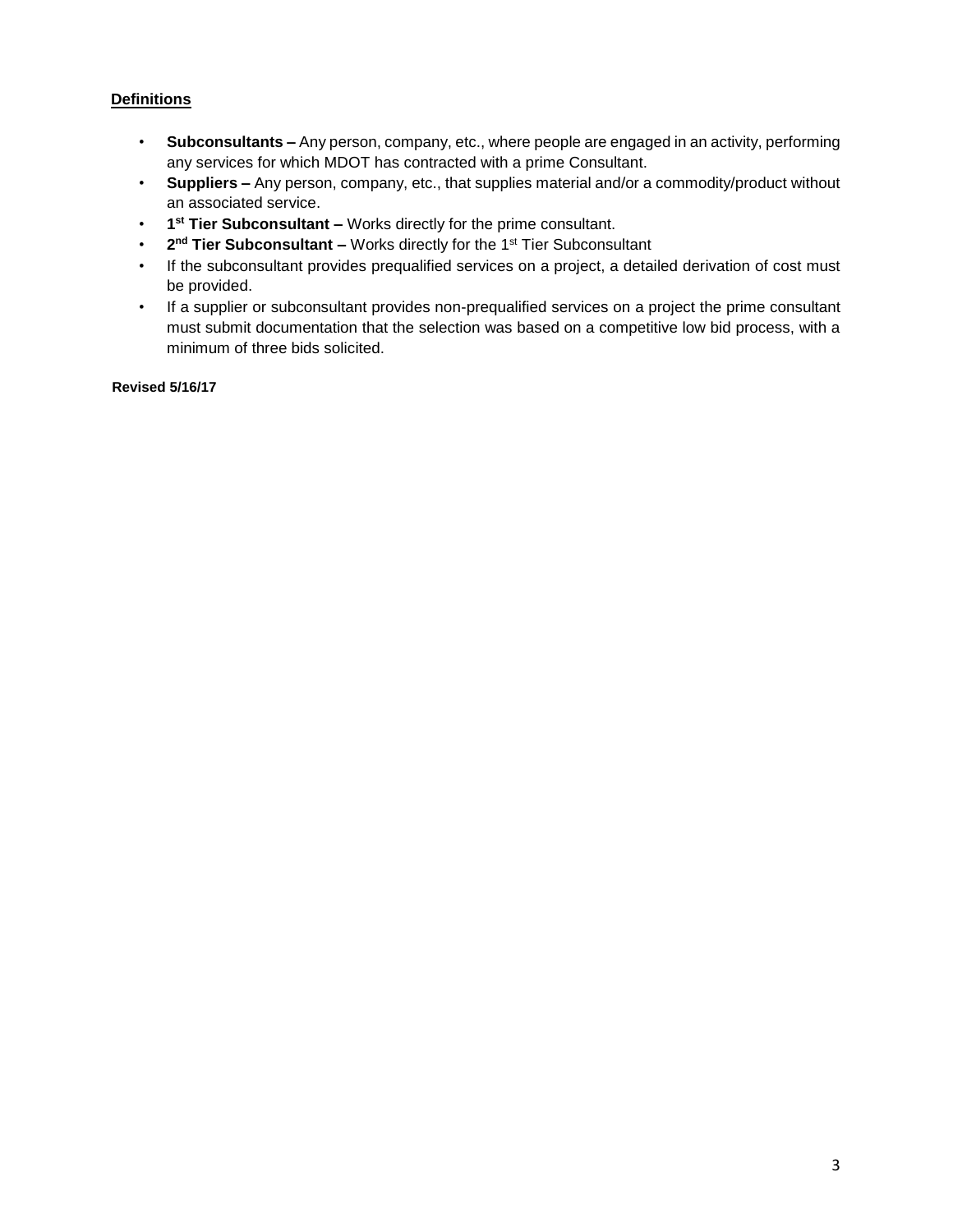**Definitions**

- **Subconsultants –** Any person, company, etc., where people are engaged in an activity, performing any services for which MDOT has contracted with a prime Consultant.
- **Suppliers –** Any person, company, etc., that supplies material and/or a commodity/product without an associated service.
- **1st Tier Subconsultant –** Works directly for the prime consultant.
- **2nd Tier Subconsultant –** Works directly for the 1st Tier Subconsultant
- If the subconsultant provides prequalified services on a project, a detailed derivation of cost must be provided.
- If a supplier or subconsultant provides non-prequalified services on a project the prime consultant must submit documentation that the selection was based on a competitive low bid process, with a minimum of three bids solicited.

**Revised 5/16/17**